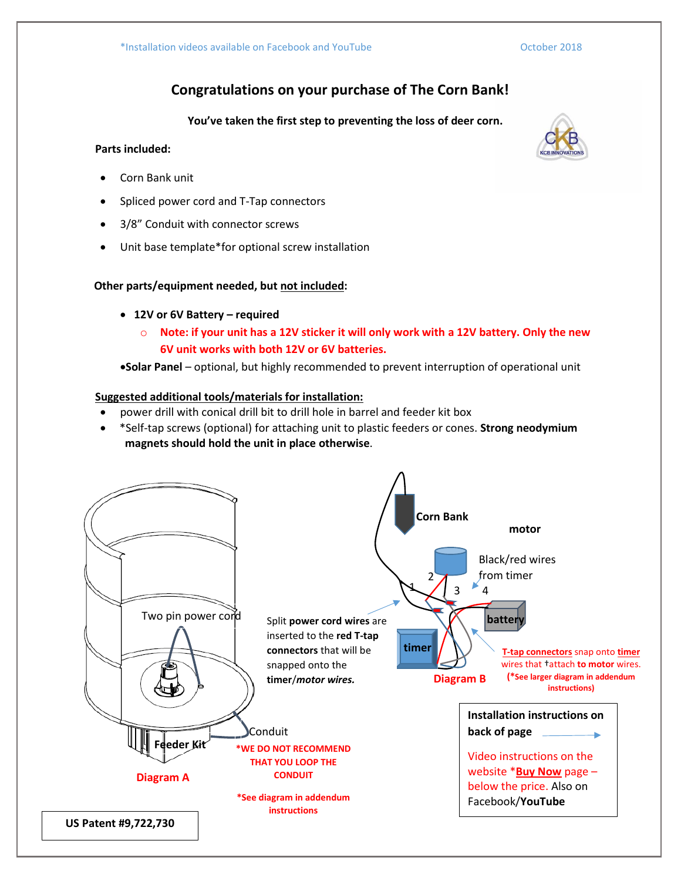*Installation videos available on Facebook and YouTube

October 2018

# Congratulations on your purchase of The Corn Bank!

**You've taken the first step to preventing the loss of deer corn.**

**Parts included:**

- Corn Bank unit
- Spliced power cord and T-Tap connectors
- 3/8" Conduit with connector screws
- Unit base template*for optional screw installation

**Other parts/equipment needed, but not included:**

- **12V or 6V Battery – required**
  - **Note: if your unit has a 12V sticker it will only work with a 12V battery. Only the new 6V unit works with both 12V or 6V batteries.**
- **Solar Panel** – optional, but highly recommended to prevent interruption of operational unit

**Suggested additional tools/materials for installation:**

- power drill with conical drill bit to drill hole in barrel and feeder kit box
- *Self-tap screws (optional) for attaching unit to plastic feeders or cones. **Strong neodymium magnets should hold the unit in place otherwise**.

Two pin power cord

Feeder Kit

Conduit

**Diagram A**

***WE DO NOT RECOMMEND THAT YOU LOOP THE CONDUIT**

***See diagram in addendum instructions**

Split **power cord wires** are inserted to the **red T-tap connectors** that will be snapped onto the **timer**/***motor wires.***

Corn Bank

motor

Black/red wires from timer

1 2 3 4

battery

timer

**Diagram B**

**T-tap connectors** snap onto **timer** wires that †attach **to motor** wires.

**(*See larger diagram in addendum instructions)**

**Installation instructions on back of page**

Video instructions on the website ***Buy Now** page – below the price. Also on Facebook/**YouTube**

**US Patent #9,722,730**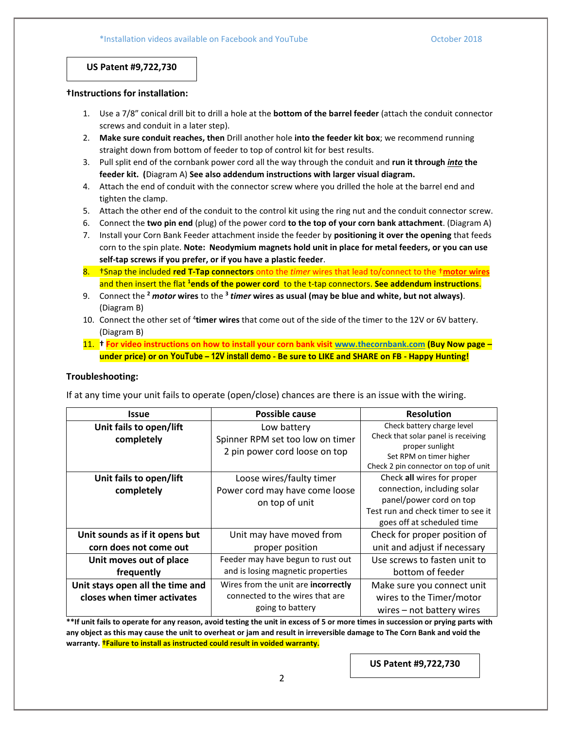US Patent #9,722,730

**†Instructions for installation:**

1. Use a 7/8" conical drill bit to drill a hole at the **bottom of the barrel feeder** (attach the conduit connector screws and conduit in a later step).
2. **Make sure conduit reaches, then** Drill another hole **into the feeder kit box**; we recommend running straight down from bottom of feeder to top of control kit for best results.
3. Pull split end of the cornbank power cord all the way through the conduit and **run it through *into* the feeder kit. (**Diagram A) **See also addendum instructions with larger visual diagram.**
4. Attach the end of conduit with the connector screw where you drilled the hole at the barrel end and tighten the clamp.
5. Attach the other end of the conduit to the control kit using the ring nut and the conduit connector screw.
6. Connect the **two pin end** (plug) of the power cord **to the top of your corn bank attachment**. (Diagram A)
7. Install your Corn Bank Feeder attachment inside the feeder by **positioning it over the opening** that feeds corn to the spin plate. **Note: Neodymium magnets hold unit in place for metal feeders, or you can use self-tap screws if you prefer, or if you have a plastic feeder**.
8. †Snap the included **red T-Tap connectors** onto the *timer* wires that lead to/connect to the †**motor wires** and then insert the flat [1]**ends of the power cord** to the t-tap connectors. **See addendum instructions**.
9. Connect the [2] ***motor* wires** to the [3] ***timer* wires as usual (may be blue and white, but not always)**. (Diagram B)
10. Connect the other set of [4]**timer wires** that come out of the side of the timer to the 12V or 6V battery. (Diagram B)
11. **† For video instructions on how to install your corn bank visit www.thecornbank.com (Buy Now page – under price) or on YouTube – 12V install demo - Be sure to LIKE and SHARE on FB - Happy Hunting!**

**Troubleshooting:**

If at any time your unit fails to operate (open/close) chances are there is an issue with the wiring.

| Issue | Possible cause | Resolution |
|---|---|---|
| **Unit fails to open/lift completely** | Low battery<br>Spinner RPM set too low on timer<br>2 pin power cord loose on top | Check battery charge level<br>Check that solar panel is receiving proper sunlight<br>Set RPM on timer higher<br>Check 2 pin connector on top of unit |
| **Unit fails to open/lift completely** | Loose wires/faulty timer<br>Power cord may have come loose on top of unit | Check **all** wires for proper connection, including solar panel/power cord on top<br>Test run and check timer to see it goes off at scheduled time |
| **Unit sounds as if it opens but corn does not come out** | Unit may have moved from proper position | Check for proper position of unit and adjust if necessary |
| **Unit moves out of place frequently** | Feeder may have begun to rust out and is losing magnetic properties | Use screws to fasten unit to bottom of feeder |
| **Unit stays open all the time and closes when timer activates** | Wires from the unit are **incorrectly** connected to the wires that are going to battery | Make sure you connect unit wires to the Timer/motor wires – not battery wires |

**\*\*If unit fails to operate for any reason, avoid testing the unit in excess of 5 or more times in succession or prying parts with any object as this may cause the unit to overheat or jam and result in irreversible damage to The Corn Bank and void the warranty. †Failure to install as instructed could result in voided warranty.**

US Patent #9,722,730